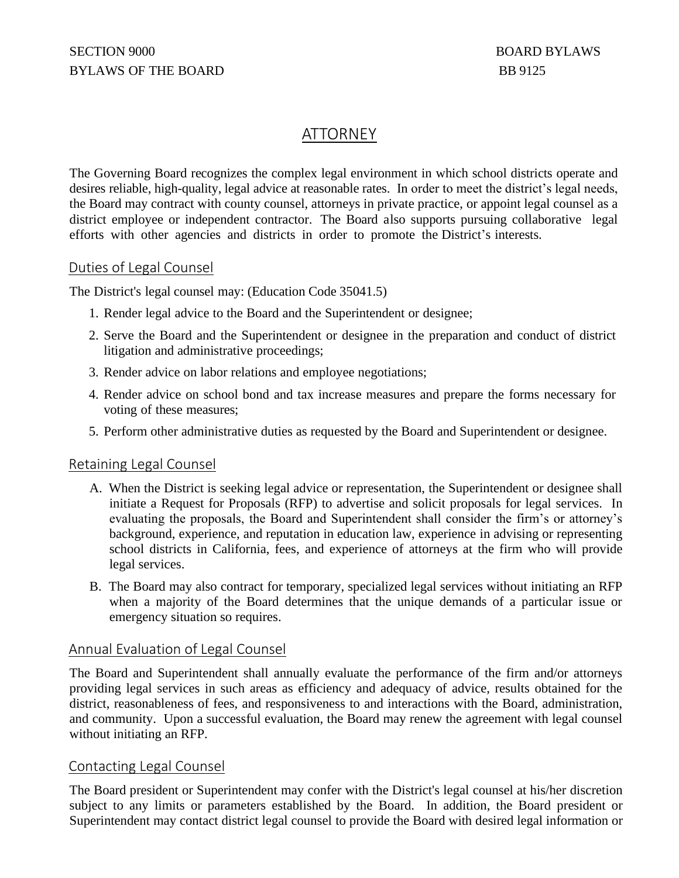SECTION 9000 BOARD BYLAWS

BYLAWS OF THE BOARD BB 9125

# ATTORNEY

The Governing Board recognizes the complex legal environment in which school districts operate and desires reliable, high-quality, legal advice at reasonable rates. In order to meet the district's legal needs, the Board may contract with county counsel, attorneys in private practice, or appoint legal counsel as a district employee or independent contractor. The Board also supports pursuing collaborative legal efforts with other agencies and districts in order to promote the District's interests.

## Duties of Legal Counsel

The District's legal counsel may: (Education Code 35041.5)

1. Render legal advice to the Board and the Superintendent or designee;
2. Serve the Board and the Superintendent or designee in the preparation and conduct of district litigation and administrative proceedings;
3. Render advice on labor relations and employee negotiations;
4. Render advice on school bond and tax increase measures and prepare the forms necessary for voting of these measures;
5. Perform other administrative duties as requested by the Board and Superintendent or designee.

## Retaining Legal Counsel

A. When the District is seeking legal advice or representation, the Superintendent or designee shall initiate a Request for Proposals (RFP) to advertise and solicit proposals for legal services. In evaluating the proposals, the Board and Superintendent shall consider the firm's or attorney's background, experience, and reputation in education law, experience in advising or representing school districts in California, fees, and experience of attorneys at the firm who will provide legal services.

B. The Board may also contract for temporary, specialized legal services without initiating an RFP when a majority of the Board determines that the unique demands of a particular issue or emergency situation so requires.

## Annual Evaluation of Legal Counsel

The Board and Superintendent shall annually evaluate the performance of the firm and/or attorneys providing legal services in such areas as efficiency and adequacy of advice, results obtained for the district, reasonableness of fees, and responsiveness to and interactions with the Board, administration, and community. Upon a successful evaluation, the Board may renew the agreement with legal counsel without initiating an RFP.

## Contacting Legal Counsel

The Board president or Superintendent may confer with the District's legal counsel at his/her discretion subject to any limits or parameters established by the Board. In addition, the Board president or Superintendent may contact district legal counsel to provide the Board with desired legal information or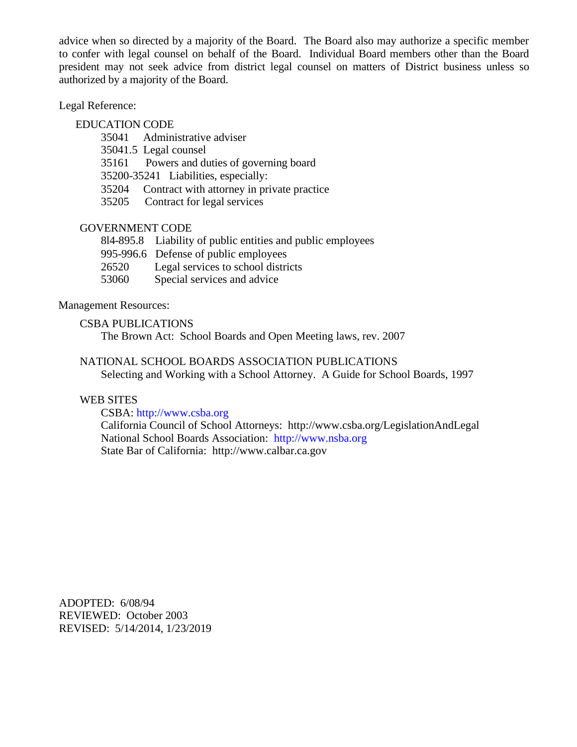advice when so directed by a majority of the Board. The Board also may authorize a specific member to confer with legal counsel on behalf of the Board. Individual Board members other than the Board president may not seek advice from district legal counsel on matters of District business unless so authorized by a majority of the Board.

Legal Reference:

EDUCATION CODE

35041 Administrative adviser

35041.5 Legal counsel

35161 Powers and duties of governing board

35200-35241 Liabilities, especially:

35204 Contract with attorney in private practice

35205 Contract for legal services

GOVERNMENT CODE

8l4-895.8 Liability of public entities and public employees

995-996.6 Defense of public employees

26520 Legal services to school districts

53060 Special services and advice

Management Resources:

CSBA PUBLICATIONS

The Brown Act: School Boards and Open Meeting laws, rev. 2007

NATIONAL SCHOOL BOARDS ASSOCIATION PUBLICATIONS

Selecting and Working with a School Attorney. A Guide for School Boards, 1997

WEB SITES

CSBA: http://www.csba.org

California Council of School Attorneys: http://www.csba.org/LegislationAndLegal

National School Boards Association: http://www.nsba.org

State Bar of California: http://www.calbar.ca.gov

ADOPTED: 6/08/94

REVIEWED: October 2003

REVISED: 5/14/2014, 1/23/2019